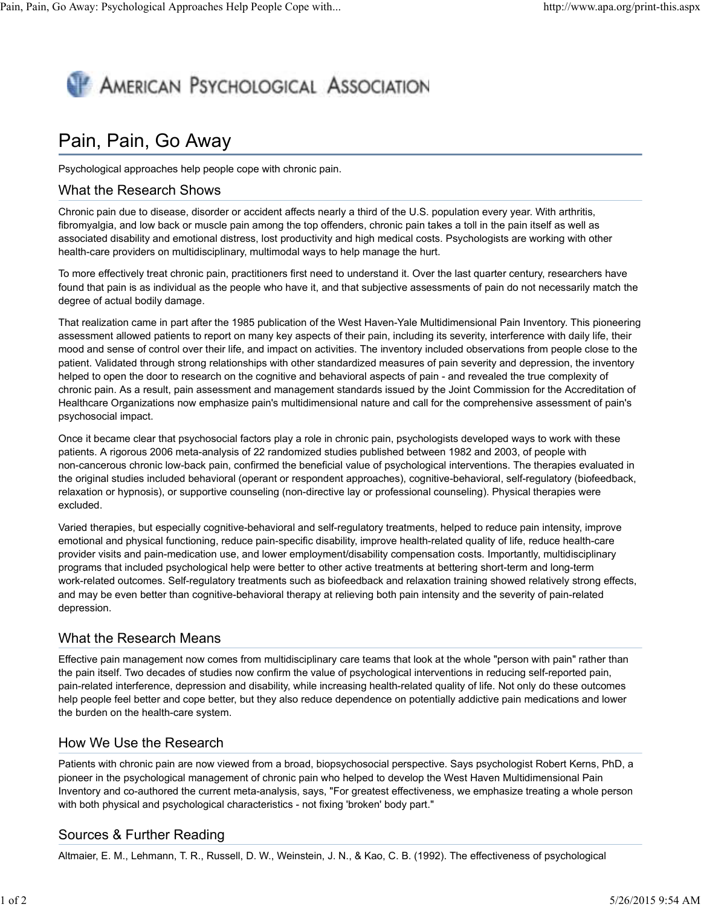AMERICAN PSYCHOLOGICAL ASSOCIATION

# Pain, Pain, Go Away

Psychological approaches help people cope with chronic pain.

## What the Research Shows

Chronic pain due to disease, disorder or accident affects nearly a third of the U.S. population every year. With arthritis, fibromyalgia, and low back or muscle pain among the top offenders, chronic pain takes a toll in the pain itself as well as associated disability and emotional distress, lost productivity and high medical costs. Psychologists are working with other health-care providers on multidisciplinary, multimodal ways to help manage the hurt.

To more effectively treat chronic pain, practitioners first need to understand it. Over the last quarter century, researchers have found that pain is as individual as the people who have it, and that subjective assessments of pain do not necessarily match the degree of actual bodily damage.

That realization came in part after the 1985 publication of the West Haven-Yale Multidimensional Pain Inventory. This pioneering assessment allowed patients to report on many key aspects of their pain, including its severity, interference with daily life, their mood and sense of control over their life, and impact on activities. The inventory included observations from people close to the patient. Validated through strong relationships with other standardized measures of pain severity and depression, the inventory helped to open the door to research on the cognitive and behavioral aspects of pain - and revealed the true complexity of chronic pain. As a result, pain assessment and management standards issued by the Joint Commission for the Accreditation of Healthcare Organizations now emphasize pain's multidimensional nature and call for the comprehensive assessment of pain's psychosocial impact.

Once it became clear that psychosocial factors play a role in chronic pain, psychologists developed ways to work with these patients. A rigorous 2006 meta-analysis of 22 randomized studies published between 1982 and 2003, of people with non-cancerous chronic low-back pain, confirmed the beneficial value of psychological interventions. The therapies evaluated in the original studies included behavioral (operant or respondent approaches), cognitive-behavioral, self-regulatory (biofeedback, relaxation or hypnosis), or supportive counseling (non-directive lay or professional counseling). Physical therapies were excluded.

Varied therapies, but especially cognitive-behavioral and self-regulatory treatments, helped to reduce pain intensity, improve emotional and physical functioning, reduce pain-specific disability, improve health-related quality of life, reduce health-care provider visits and pain-medication use, and lower employment/disability compensation costs. Importantly, multidisciplinary programs that included psychological help were better to other active treatments at bettering short-term and long-term work-related outcomes. Self-regulatory treatments such as biofeedback and relaxation training showed relatively strong effects, and may be even better than cognitive-behavioral therapy at relieving both pain intensity and the severity of pain-related depression.

## What the Research Means

Effective pain management now comes from multidisciplinary care teams that look at the whole "person with pain" rather than the pain itself. Two decades of studies now confirm the value of psychological interventions in reducing self-reported pain, pain-related interference, depression and disability, while increasing health-related quality of life. Not only do these outcomes help people feel better and cope better, but they also reduce dependence on potentially addictive pain medications and lower the burden on the health-care system.

## How We Use the Research

Patients with chronic pain are now viewed from a broad, biopsychosocial perspective. Says psychologist Robert Kerns, PhD, a pioneer in the psychological management of chronic pain who helped to develop the West Haven Multidimensional Pain Inventory and co-authored the current meta-analysis, says, "For greatest effectiveness, we emphasize treating a whole person with both physical and psychological characteristics - not fixing 'broken' body part."

## Sources & Further Reading

Altmaier, E. M., Lehmann, T. R., Russell, D. W., Weinstein, J. N., & Kao, C. B. (1992). The effectiveness of psychological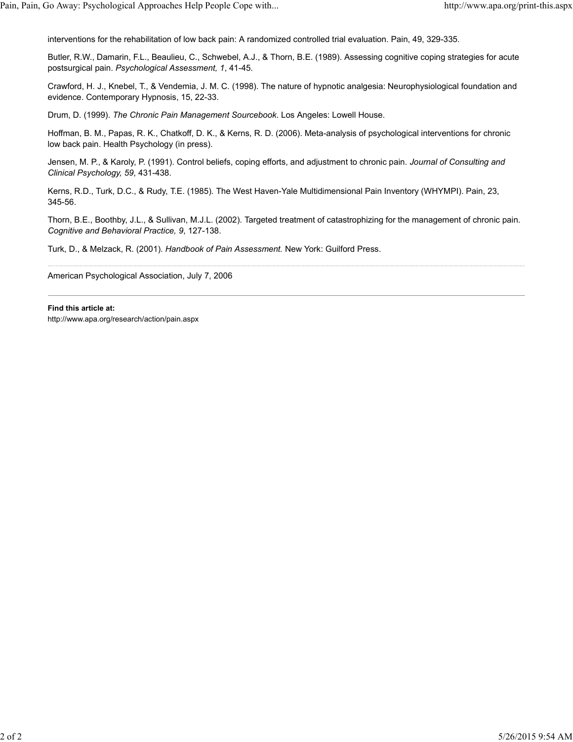interventions for the rehabilitation of low back pain: A randomized controlled trial evaluation. Pain, 49, 329-335.

Butler, R.W., Damarin, F.L., Beaulieu, C., Schwebel, A.J., & Thorn, B.E. (1989). Assessing cognitive coping strategies for acute postsurgical pain. *Psychological Assessment, 1*, 41-45.

Crawford, H. J., Knebel, T., & Vendemia, J. M. C. (1998). The nature of hypnotic analgesia: Neurophysiological foundation and evidence. Contemporary Hypnosis, 15, 22-33.

Drum, D. (1999). *The Chronic Pain Management Sourcebook*. Los Angeles: Lowell House.

Hoffman, B. M., Papas, R. K., Chatkoff, D. K., & Kerns, R. D. (2006). Meta-analysis of psychological interventions for chronic low back pain. Health Psychology (in press).

Jensen, M. P., & Karoly, P. (1991). Control beliefs, coping efforts, and adjustment to chronic pain. *Journal of Consulting and Clinical Psychology, 59*, 431-438.

Kerns, R.D., Turk, D.C., & Rudy, T.E. (1985). The West Haven-Yale Multidimensional Pain Inventory (WHYMPI). Pain, 23, 345-56.

Thorn, B.E., Boothby, J.L., & Sullivan, M.J.L. (2002). Targeted treatment of catastrophizing for the management of chronic pain. *Cognitive and Behavioral Practice, 9*, 127-138.

Turk, D., & Melzack, R. (2001). *Handbook of Pain Assessment.* New York: Guilford Press.

---

American Psychological Association, July 7, 2006

---

**Find this article at:**
http://www.apa.org/research/action/pain.aspx